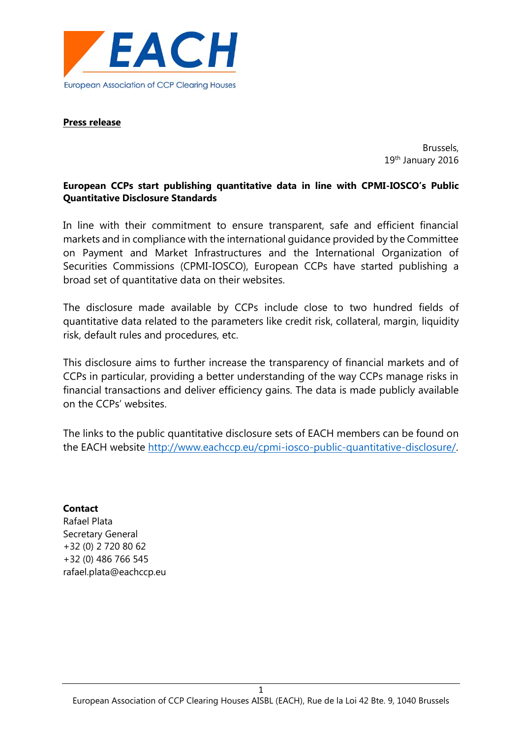**EACH**

European Association of CCP Clearing Houses

**Press release**

Brussels,
19th January 2016

**European CCPs start publishing quantitative data in line with CPMI-IOSCO's Public Quantitative Disclosure Standards**

In line with their commitment to ensure transparent, safe and efficient financial markets and in compliance with the international guidance provided by the Committee on Payment and Market Infrastructures and the International Organization of Securities Commissions (CPMI-IOSCO), European CCPs have started publishing a broad set of quantitative data on their websites.

The disclosure made available by CCPs include close to two hundred fields of quantitative data related to the parameters like credit risk, collateral, margin, liquidity risk, default rules and procedures, etc.

This disclosure aims to further increase the transparency of financial markets and of CCPs in particular, providing a better understanding of the way CCPs manage risks in financial transactions and deliver efficiency gains. The data is made publicly available on the CCPs' websites.

The links to the public quantitative disclosure sets of EACH members can be found on the EACH website http://www.eachccp.eu/cpmi-iosco-public-quantitative-disclosure/.

**Contact**
Rafael Plata
Secretary General
+32 (0) 2 720 80 62
+32 (0) 486 766 545
rafael.plata@eachccp.eu

European Association of CCP Clearing Houses AISBL (EACH), Rue de la Loi 42 Bte. 9, 1040 Brussels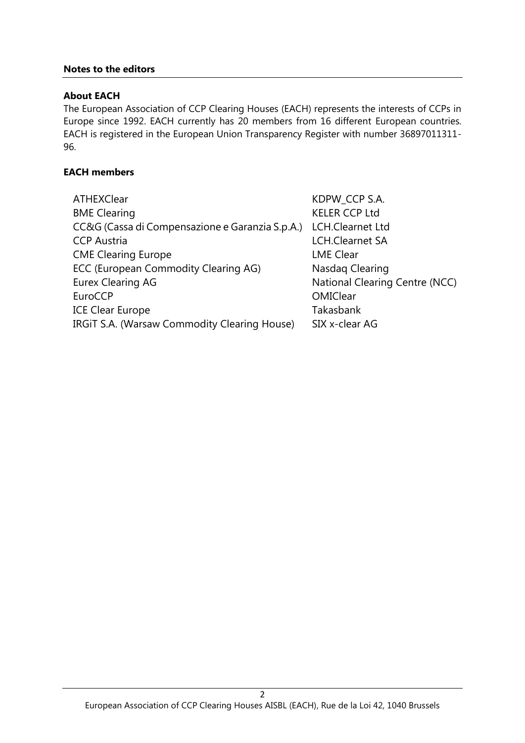**Notes to the editors**

**About EACH**

The European Association of CCP Clearing Houses (EACH) represents the interests of CCPs in Europe since 1992. EACH currently has 20 members from 16 different European countries. EACH is registered in the European Union Transparency Register with number 36897011311-96.

**EACH members**

- ATHEXClear
- BME Clearing
- CC&G (Cassa di Compensazione e Garanzia S.p.A.)
- CCP Austria
- CME Clearing Europe
- ECC (European Commodity Clearing AG)
- Eurex Clearing AG
- EuroCCP
- ICE Clear Europe
- IRGiT S.A. (Warsaw Commodity Clearing House)
- KDPW_CCP S.A.
- KELER CCP Ltd
- LCH.Clearnet Ltd
- LCH.Clearnet SA
- LME Clear
- Nasdaq Clearing
- National Clearing Centre (NCC)
- OMIClear
- Takasbank
- SIX x-clear AG